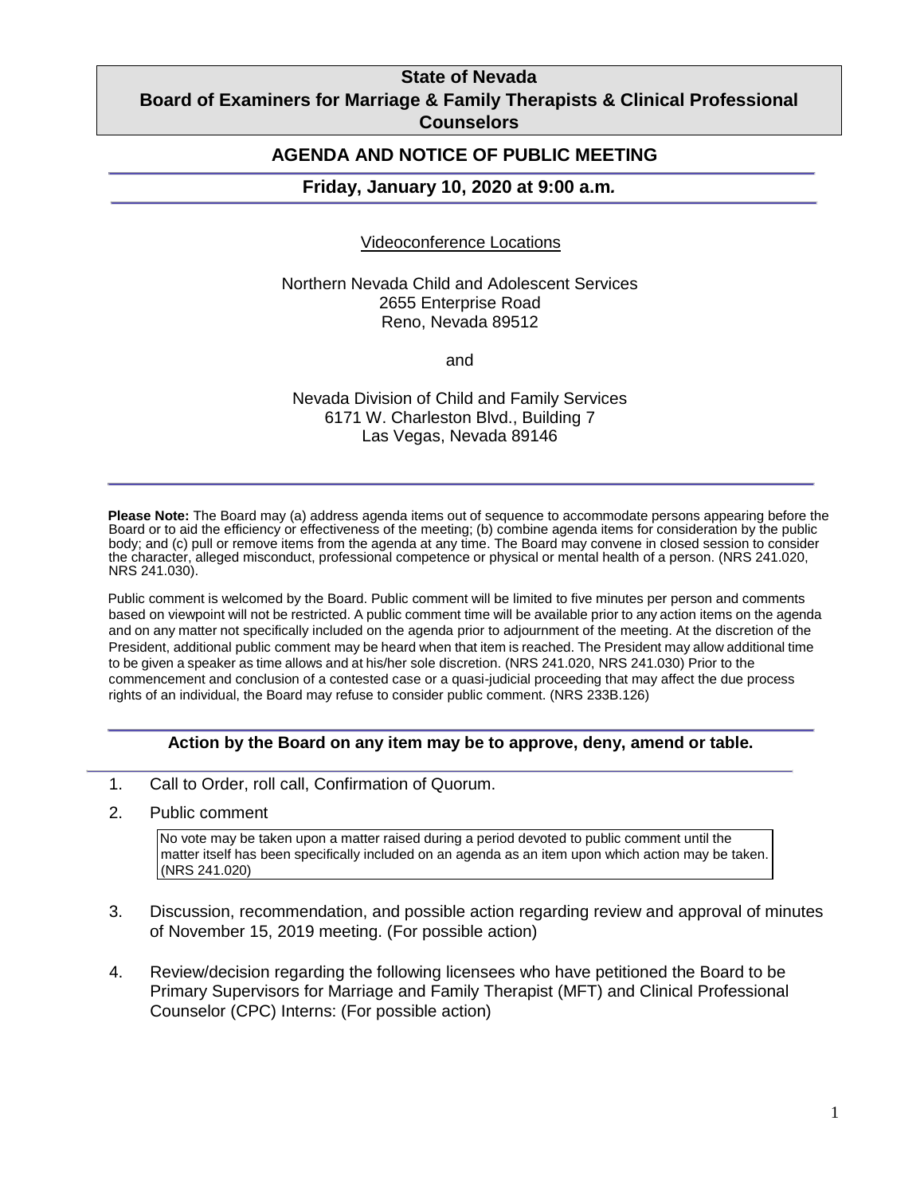# State of Nevada
# Board of Examiners for Marriage & Family Therapists & Clinical Professional Counselors

## AGENDA AND NOTICE OF PUBLIC MEETING

### Friday, January 10, 2020 at 9:00 a.m.

Videoconference Locations

Northern Nevada Child and Adolescent Services
2655 Enterprise Road
Reno, Nevada 89512

and

Nevada Division of Child and Family Services
6171 W. Charleston Blvd., Building 7
Las Vegas, Nevada 89146

**Please Note:** The Board may (a) address agenda items out of sequence to accommodate persons appearing before the Board or to aid the efficiency or effectiveness of the meeting; (b) combine agenda items for consideration by the public body; and (c) pull or remove items from the agenda at any time. The Board may convene in closed session to consider the character, alleged misconduct, professional competence or physical or mental health of a person. (NRS 241.020, NRS 241.030).

Public comment is welcomed by the Board. Public comment will be limited to five minutes per person and comments based on viewpoint will not be restricted. A public comment time will be available prior to any action items on the agenda and on any matter not specifically included on the agenda prior to adjournment of the meeting. At the discretion of the President, additional public comment may be heard when that item is reached. The President may allow additional time to be given a speaker as time allows and at his/her sole discretion. (NRS 241.020, NRS 241.030) Prior to the commencement and conclusion of a contested case or a quasi-judicial proceeding that may affect the due process rights of an individual, the Board may refuse to consider public comment. (NRS 233B.126)

**Action by the Board on any item may be to approve, deny, amend or table.**

1. Call to Order, roll call, Confirmation of Quorum.

2. Public comment

   No vote may be taken upon a matter raised during a period devoted to public comment until the matter itself has been specifically included on an agenda as an item upon which action may be taken. (NRS 241.020)

3. Discussion, recommendation, and possible action regarding review and approval of minutes of November 15, 2019 meeting. (For possible action)

4. Review/decision regarding the following licensees who have petitioned the Board to be Primary Supervisors for Marriage and Family Therapist (MFT) and Clinical Professional Counselor (CPC) Interns: (For possible action)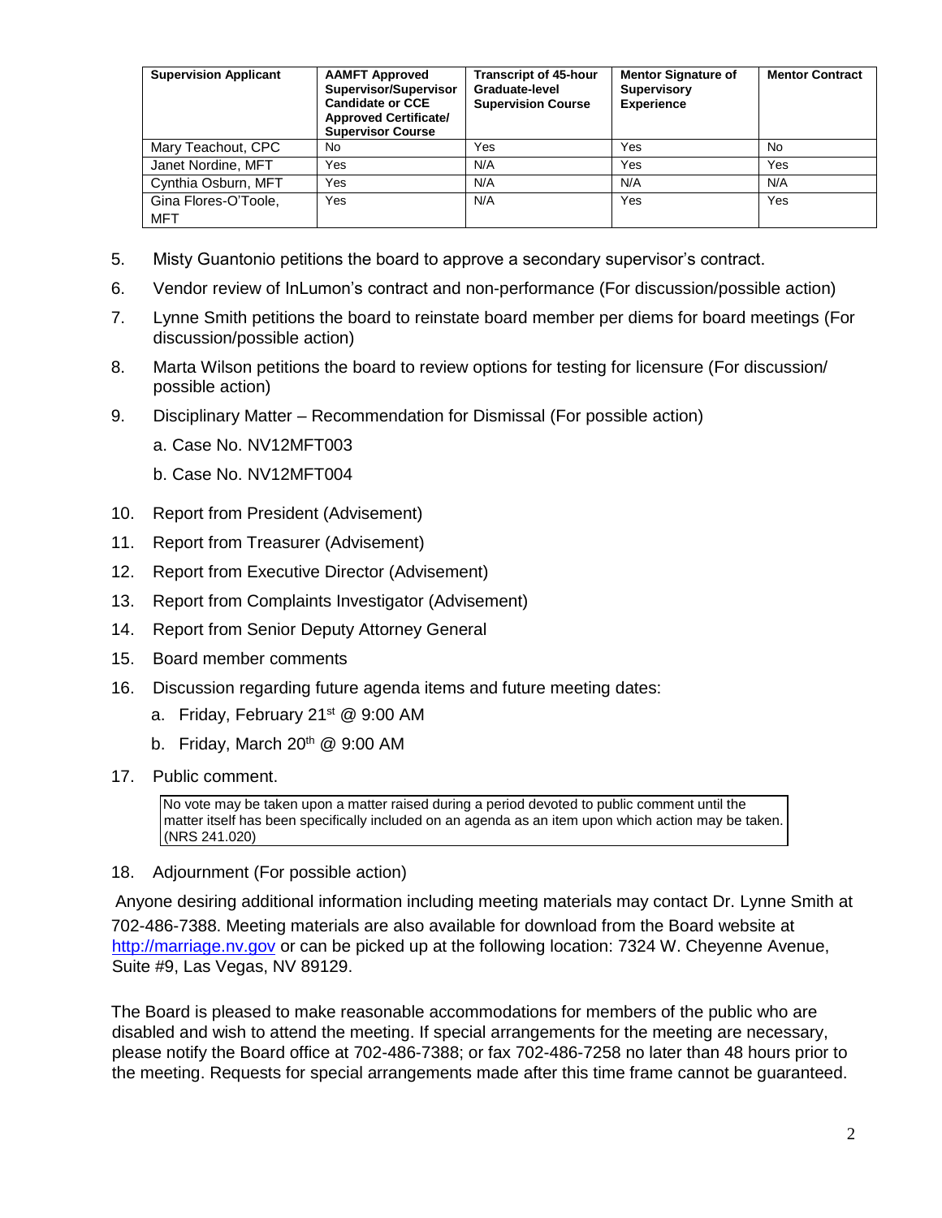| Supervision Applicant | AAMFT Approved Supervisor/Supervisor Candidate or CCE Approved Certificate/ Supervisor Course | Transcript of 45-hour Graduate-level Supervision Course | Mentor Signature of Supervisory Experience | Mentor Contract |
|---|---|---|---|---|
| Mary Teachout, CPC | No | Yes | Yes | No |
| Janet Nordine, MFT | Yes | N/A | Yes | Yes |
| Cynthia Osburn, MFT | Yes | N/A | N/A | N/A |
| Gina Flores-O'Toole, MFT | Yes | N/A | Yes | Yes |

5. Misty Guantonio petitions the board to approve a secondary supervisor's contract.
6. Vendor review of InLumon's contract and non-performance (For discussion/possible action)
7. Lynne Smith petitions the board to reinstate board member per diems for board meetings (For discussion/possible action)
8. Marta Wilson petitions the board to review options for testing for licensure (For discussion/ possible action)
9. Disciplinary Matter – Recommendation for Dismissal (For possible action)
   a. Case No. NV12MFT003
   b. Case No. NV12MFT004
10. Report from President (Advisement)
11. Report from Treasurer (Advisement)
12. Report from Executive Director (Advisement)
13. Report from Complaints Investigator (Advisement)
14. Report from Senior Deputy Attorney General
15. Board member comments
16. Discussion regarding future agenda items and future meeting dates:
    a. Friday, February 21st @ 9:00 AM
    b. Friday, March 20th @ 9:00 AM
17. Public comment.

    No vote may be taken upon a matter raised during a period devoted to public comment until the matter itself has been specifically included on an agenda as an item upon which action may be taken. (NRS 241.020)

18. Adjournment (For possible action)

Anyone desiring additional information including meeting materials may contact Dr. Lynne Smith at 702-486-7388. Meeting materials are also available for download from the Board website at http://marriage.nv.gov or can be picked up at the following location: 7324 W. Cheyenne Avenue, Suite #9, Las Vegas, NV 89129.

The Board is pleased to make reasonable accommodations for members of the public who are disabled and wish to attend the meeting. If special arrangements for the meeting are necessary, please notify the Board office at 702-486-7388; or fax 702-486-7258 no later than 48 hours prior to the meeting. Requests for special arrangements made after this time frame cannot be guaranteed.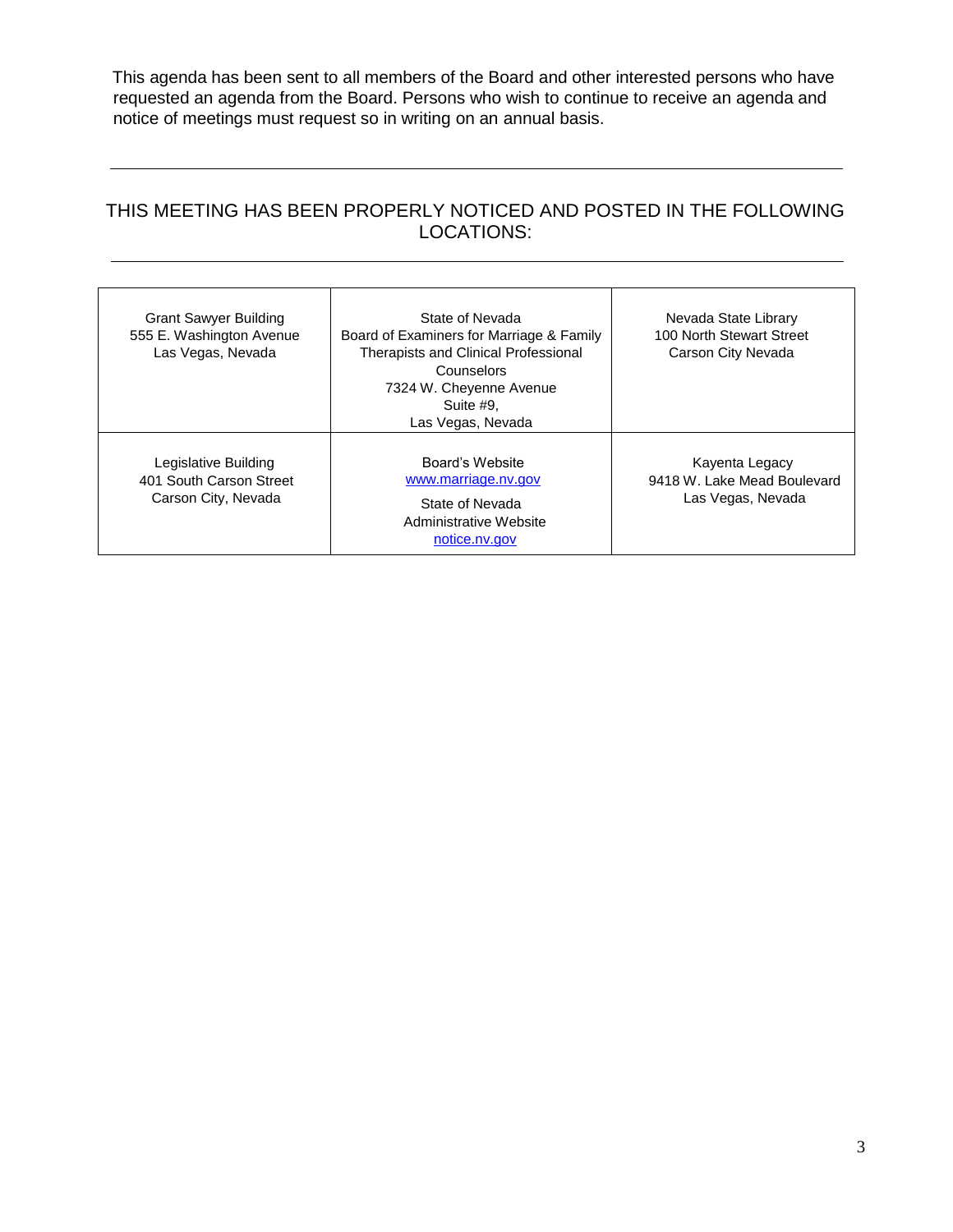This agenda has been sent to all members of the Board and other interested persons who have requested an agenda from the Board. Persons who wish to continue to receive an agenda and notice of meetings must request so in writing on an annual basis.

---

THIS MEETING HAS BEEN PROPERLY NOTICED AND POSTED IN THE FOLLOWING LOCATIONS:

---

| | | |
|---|---|---|
| Grant Sawyer Building<br>555 E. Washington Avenue<br>Las Vegas, Nevada | State of Nevada<br>Board of Examiners for Marriage & Family Therapists and Clinical Professional Counselors<br>7324 W. Cheyenne Avenue<br>Suite #9,<br>Las Vegas, Nevada | Nevada State Library<br>100 North Stewart Street<br>Carson City Nevada |
| Legislative Building<br>401 South Carson Street<br>Carson City, Nevada | Board's Website<br>www.marriage.nv.gov<br>State of Nevada<br>Administrative Website<br>notice.nv.gov | Kayenta Legacy<br>9418 W. Lake Mead Boulevard<br>Las Vegas, Nevada |